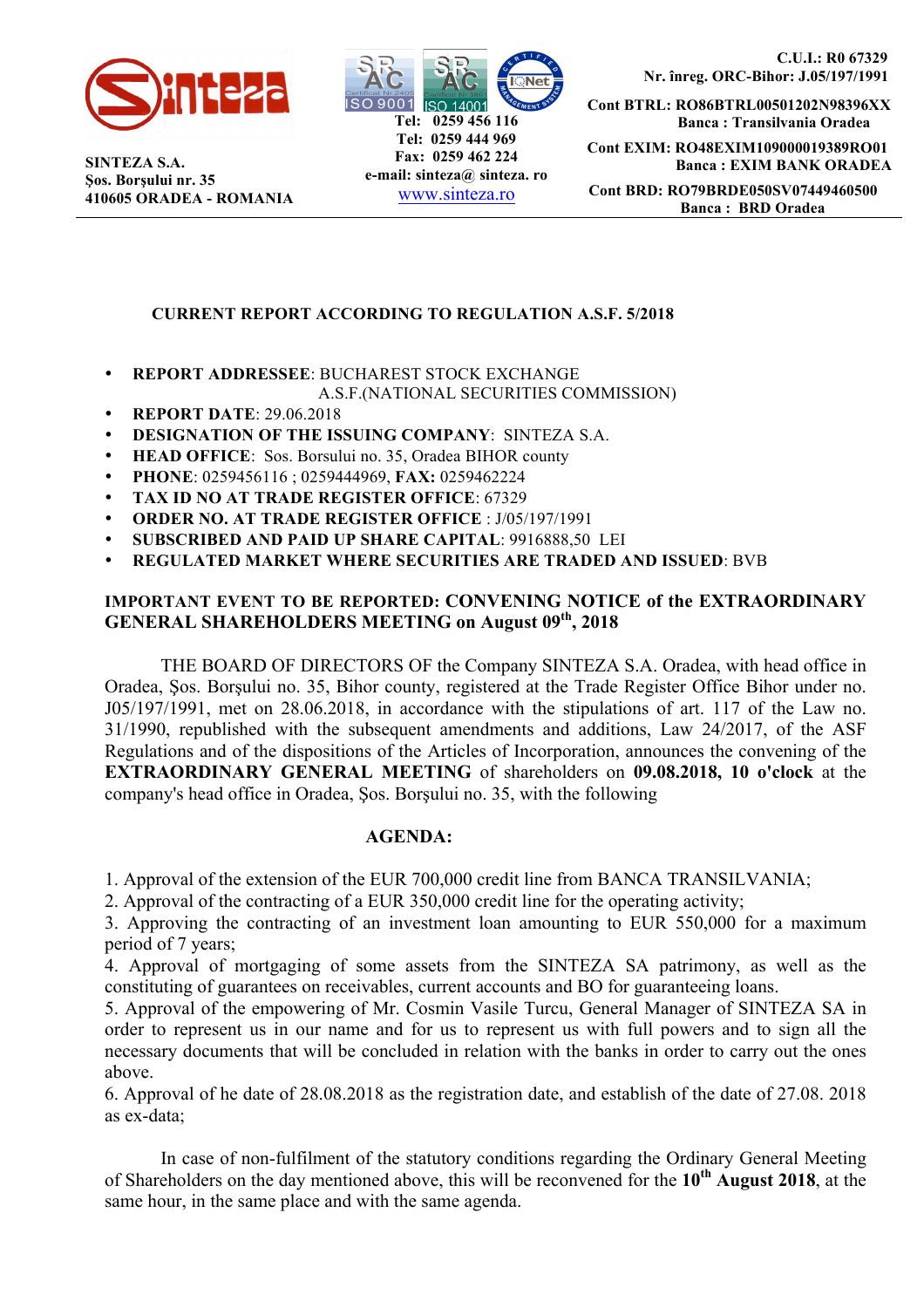SINTEZA S.A.
Şos. Borşului nr. 35
410605 ORADEA - ROMANIA

Tel: 0259 456 116
Tel: 0259 444 969
Fax: 0259 462 224
e-mail: sinteza@ sinteza. ro
www.sinteza.ro

C.U.I.: R0 67329
Nr. înreg. ORC-Bihor: J.05/197/1991

Cont BTRL: RO86BTRL00501202N98396XX
Banca : Transilvania Oradea

Cont EXIM: RO48EXIM109000019389RO01
Banca : EXIM BANK ORADEA

Cont BRD: RO79BRDE050SV07449460500
Banca : BRD Oradea

---

**CURRENT REPORT ACCORDING TO REGULATION A.S.F. 5/2018**

- **REPORT ADDRESSEE**: BUCHAREST STOCK EXCHANGE
  A.S.F.(NATIONAL SECURITIES COMMISSION)
- **REPORT DATE**: 29.06.2018
- **DESIGNATION OF THE ISSUING COMPANY**: SINTEZA S.A.
- **HEAD OFFICE**: Sos. Borsului no. 35, Oradea BIHOR county
- **PHONE**: 0259456116 ; 0259444969, **FAX:** 0259462224
- **TAX ID NO AT TRADE REGISTER OFFICE**: 67329
- **ORDER NO. AT TRADE REGISTER OFFICE** : J/05/197/1991
- **SUBSCRIBED AND PAID UP SHARE CAPITAL**: 9916888,50 LEI
- **REGULATED MARKET WHERE SECURITIES ARE TRADED AND ISSUED**: BVB

**IMPORTANT EVENT TO BE REPORTED: CONVENING NOTICE of the EXTRAORDINARY GENERAL SHAREHOLDERS MEETING on August 09th, 2018**

THE BOARD OF DIRECTORS OF the Company SINTEZA S.A. Oradea, with head office in Oradea, Şos. Borşului no. 35, Bihor county, registered at the Trade Register Office Bihor under no. J05/197/1991, met on 28.06.2018, in accordance with the stipulations of art. 117 of the Law no. 31/1990, republished with the subsequent amendments and additions, Law 24/2017, of the ASF Regulations and of the dispositions of the Articles of Incorporation, announces the convening of the **EXTRAORDINARY GENERAL MEETING** of shareholders on **09.08.2018, 10 o'clock** at the company's head office in Oradea, Şos. Borşului no. 35, with the following

**AGENDA:**

1. Approval of the extension of the EUR 700,000 credit line from BANCA TRANSILVANIA;
2. Approval of the contracting of a EUR 350,000 credit line for the operating activity;
3. Approving the contracting of an investment loan amounting to EUR 550,000 for a maximum period of 7 years;
4. Approval of mortgaging of some assets from the SINTEZA SA patrimony, as well as the constituting of guarantees on receivables, current accounts and BO for guaranteeing loans.
5. Approval of the empowering of Mr. Cosmin Vasile Turcu, General Manager of SINTEZA SA in order to represent us in our name and for us to represent us with full powers and to sign all the necessary documents that will be concluded in relation with the banks in order to carry out the ones above.
6. Approval of he date of 28.08.2018 as the registration date, and establish of the date of 27.08. 2018 as ex-data;

In case of non-fulfilment of the statutory conditions regarding the Ordinary General Meeting of Shareholders on the day mentioned above, this will be reconvened for the **10th August 2018**, at the same hour, in the same place and with the same agenda.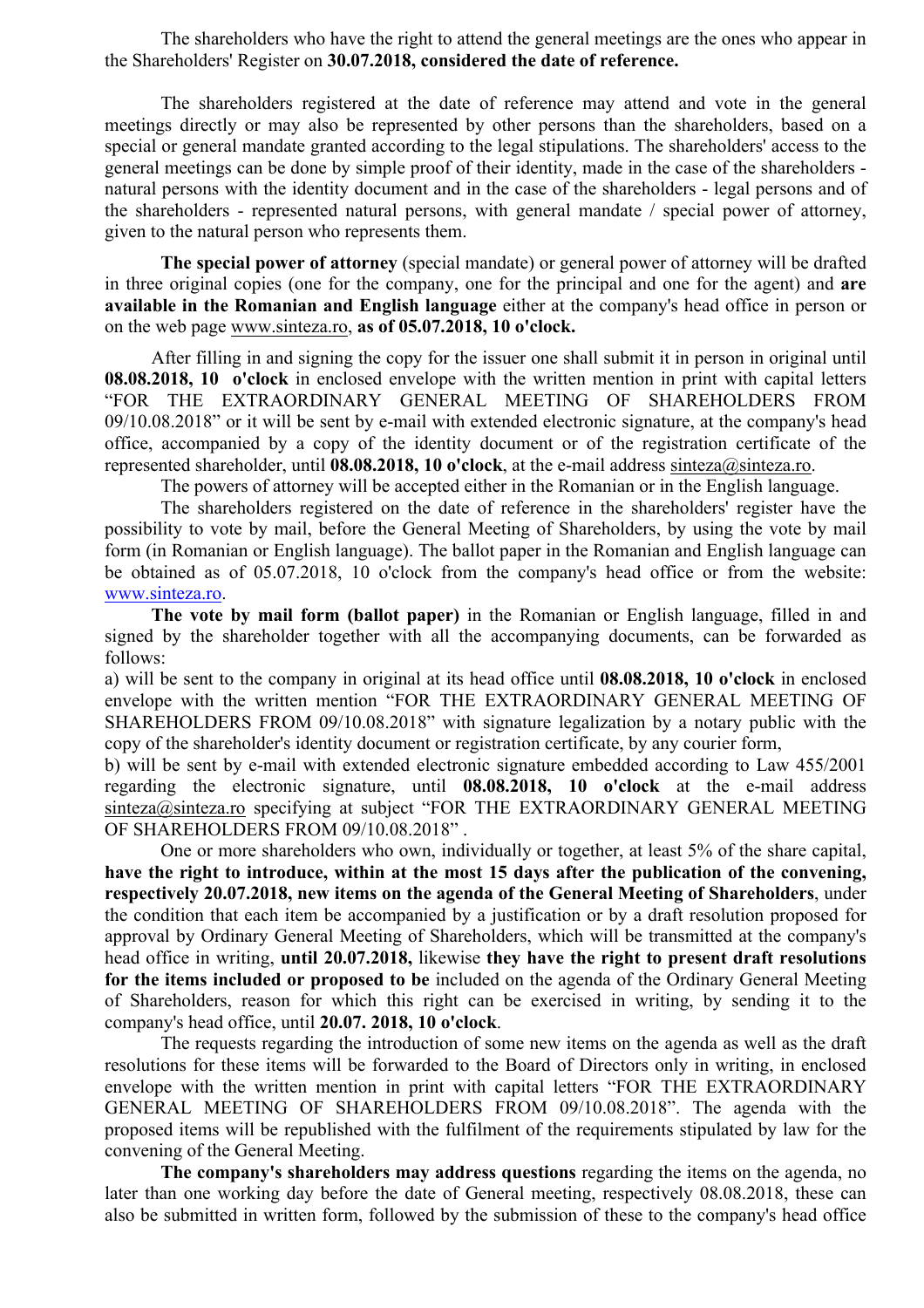The shareholders who have the right to attend the general meetings are the ones who appear in the Shareholders' Register on **30.07.2018, considered the date of reference.**

The shareholders registered at the date of reference may attend and vote in the general meetings directly or may also be represented by other persons than the shareholders, based on a special or general mandate granted according to the legal stipulations. The shareholders' access to the general meetings can be done by simple proof of their identity, made in the case of the shareholders - natural persons with the identity document and in the case of the shareholders - legal persons and of the shareholders - represented natural persons, with general mandate / special power of attorney, given to the natural person who represents them.

**The special power of attorney** (special mandate) or general power of attorney will be drafted in three original copies (one for the company, one for the principal and one for the agent) and **are available in the Romanian and English language** either at the company's head office in person or on the web page www.sinteza.ro, **as of 05.07.2018, 10 o'clock.**

After filling in and signing the copy for the issuer one shall submit it in person in original until **08.08.2018, 10 o'clock** in enclosed envelope with the written mention in print with capital letters "FOR THE EXTRAORDINARY GENERAL MEETING OF SHAREHOLDERS FROM 09/10.08.2018" or it will be sent by e-mail with extended electronic signature, at the company's head office, accompanied by a copy of the identity document or of the registration certificate of the represented shareholder, until **08.08.2018, 10 o'clock**, at the e-mail address sinteza@sinteza.ro.

The powers of attorney will be accepted either in the Romanian or in the English language.

The shareholders registered on the date of reference in the shareholders' register have the possibility to vote by mail, before the General Meeting of Shareholders, by using the vote by mail form (in Romanian or English language). The ballot paper in the Romanian and English language can be obtained as of 05.07.2018, 10 o'clock from the company's head office or from the website: www.sinteza.ro.

**The vote by mail form (ballot paper)** in the Romanian or English language, filled in and signed by the shareholder together with all the accompanying documents, can be forwarded as follows:

a) will be sent to the company in original at its head office until **08.08.2018, 10 o'clock** in enclosed envelope with the written mention "FOR THE EXTRAORDINARY GENERAL MEETING OF SHAREHOLDERS FROM 09/10.08.2018" with signature legalization by a notary public with the copy of the shareholder's identity document or registration certificate, by any courier form,

b) will be sent by e-mail with extended electronic signature embedded according to Law 455/2001 regarding the electronic signature, until **08.08.2018, 10 o'clock** at the e-mail address sinteza@sinteza.ro specifying at subject "FOR THE EXTRAORDINARY GENERAL MEETING OF SHAREHOLDERS FROM 09/10.08.2018" .

One or more shareholders who own, individually or together, at least 5% of the share capital, **have the right to introduce, within at the most 15 days after the publication of the convening, respectively 20.07.2018, new items on the agenda of the General Meeting of Shareholders**, under the condition that each item be accompanied by a justification or by a draft resolution proposed for approval by Ordinary General Meeting of Shareholders, which will be transmitted at the company's head office in writing, **until 20.07.2018,** likewise **they have the right to present draft resolutions for the items included or proposed to be** included on the agenda of the Ordinary General Meeting of Shareholders, reason for which this right can be exercised in writing, by sending it to the company's head office, until **20.07. 2018, 10 o'clock**.

The requests regarding the introduction of some new items on the agenda as well as the draft resolutions for these items will be forwarded to the Board of Directors only in writing, in enclosed envelope with the written mention in print with capital letters "FOR THE EXTRAORDINARY GENERAL MEETING OF SHAREHOLDERS FROM 09/10.08.2018". The agenda with the proposed items will be republished with the fulfilment of the requirements stipulated by law for the convening of the General Meeting.

**The company's shareholders may address questions** regarding the items on the agenda, no later than one working day before the date of General meeting, respectively 08.08.2018, these can also be submitted in written form, followed by the submission of these to the company's head office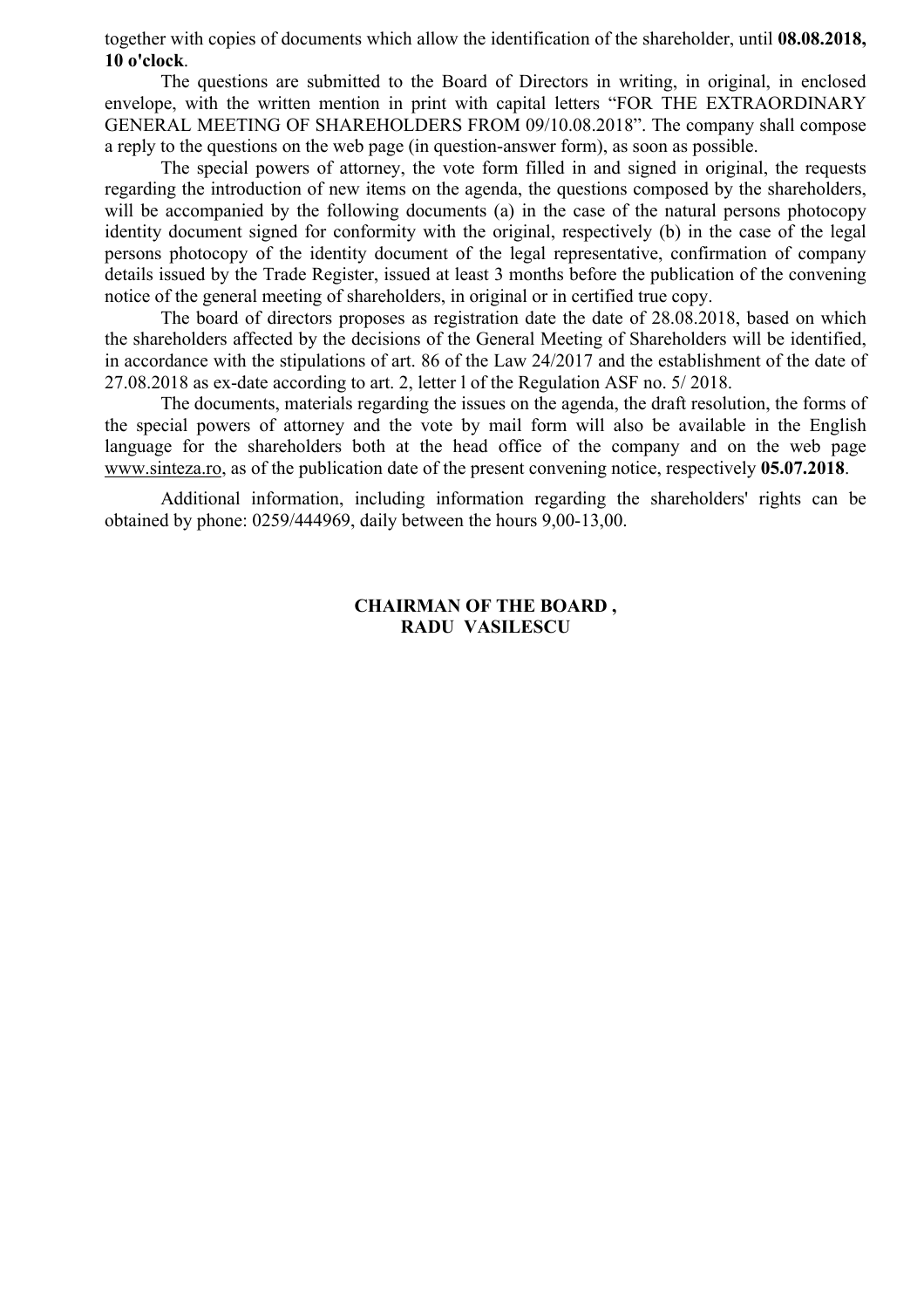together with copies of documents which allow the identification of the shareholder, until **08.08.2018, 10 o'clock**.

The questions are submitted to the Board of Directors in writing, in original, in enclosed envelope, with the written mention in print with capital letters "FOR THE EXTRAORDINARY GENERAL MEETING OF SHAREHOLDERS FROM 09/10.08.2018". The company shall compose a reply to the questions on the web page (in question-answer form), as soon as possible.

The special powers of attorney, the vote form filled in and signed in original, the requests regarding the introduction of new items on the agenda, the questions composed by the shareholders, will be accompanied by the following documents (a) in the case of the natural persons photocopy identity document signed for conformity with the original, respectively (b) in the case of the legal persons photocopy of the identity document of the legal representative, confirmation of company details issued by the Trade Register, issued at least 3 months before the publication of the convening notice of the general meeting of shareholders, in original or in certified true copy.

The board of directors proposes as registration date the date of 28.08.2018, based on which the shareholders affected by the decisions of the General Meeting of Shareholders will be identified, in accordance with the stipulations of art. 86 of the Law 24/2017 and the establishment of the date of 27.08.2018 as ex-date according to art. 2, letter l of the Regulation ASF no. 5/ 2018.

The documents, materials regarding the issues on the agenda, the draft resolution, the forms of the special powers of attorney and the vote by mail form will also be available in the English language for the shareholders both at the head office of the company and on the web page www.sinteza.ro, as of the publication date of the present convening notice, respectively **05.07.2018**.

Additional information, including information regarding the shareholders' rights can be obtained by phone: 0259/444969, daily between the hours 9,00-13,00.

**CHAIRMAN OF THE BOARD ,**
**RADU VASILESCU**